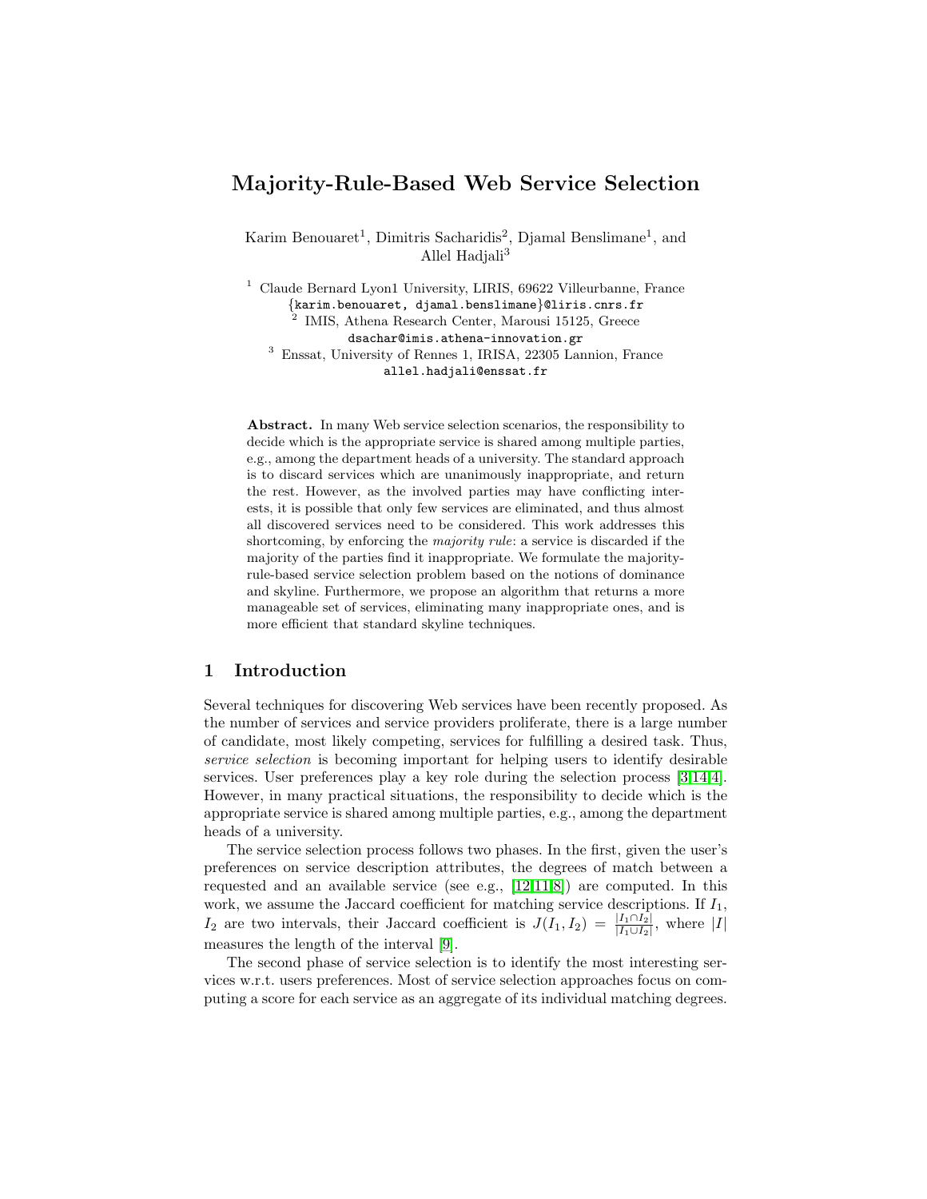# Majority-Rule-Based Web Service Selection

Karim Benouaret[1], Dimitris Sacharidis[2], Djamal Benslimane[1], and Allel Hadjali[3]

[1] Claude Bernard Lyon1 University, LIRIS, 69622 Villeurbanne, France
{karim.benouaret, djamal.benslimane}@liris.cnrs.fr
[2] IMIS, Athena Research Center, Marousi 15125, Greece
dsachar@imis.athena-innovation.gr
[3] Enssat, University of Rennes 1, IRISA, 22305 Lannion, France
allel.hadjali@enssat.fr

**Abstract.** In many Web service selection scenarios, the responsibility to decide which is the appropriate service is shared among multiple parties, e.g., among the department heads of a university. The standard approach is to discard services which are unanimously inappropriate, and return the rest. However, as the involved parties may have conflicting interests, it is possible that only few services are eliminated, and thus almost all discovered services need to be considered. This work addresses this shortcoming, by enforcing the *majority rule*: a service is discarded if the majority of the parties find it inappropriate. We formulate the majority-rule-based service selection problem based on the notions of dominance and skyline. Furthermore, we propose an algorithm that returns a more manageable set of services, eliminating many inappropriate ones, and is more efficient that standard skyline techniques.

## 1 Introduction

Several techniques for discovering Web services have been recently proposed. As the number of services and service providers proliferate, there is a large number of candidate, most likely competing, services for fulfilling a desired task. Thus, *service selection* is becoming important for helping users to identify desirable services. User preferences play a key role during the selection process [3,14,4]. However, in many practical situations, the responsibility to decide which is the appropriate service is shared among multiple parties, e.g., among the department heads of a university.

The service selection process follows two phases. In the first, given the user's preferences on service description attributes, the degrees of match between a requested and an available service (see e.g., [12,11,8]) are computed. In this work, we assume the Jaccard coefficient for matching service descriptions. If $I_1$, $I_2$ are two intervals, their Jaccard coefficient is $J(I_1, I_2) = \frac{|I_1 \cap I_2|}{|I_1 \cup I_2|}$, where $|I|$ measures the length of the interval [9].

The second phase of service selection is to identify the most interesting services w.r.t. users preferences. Most of service selection approaches focus on computing a score for each service as an aggregate of its individual matching degrees.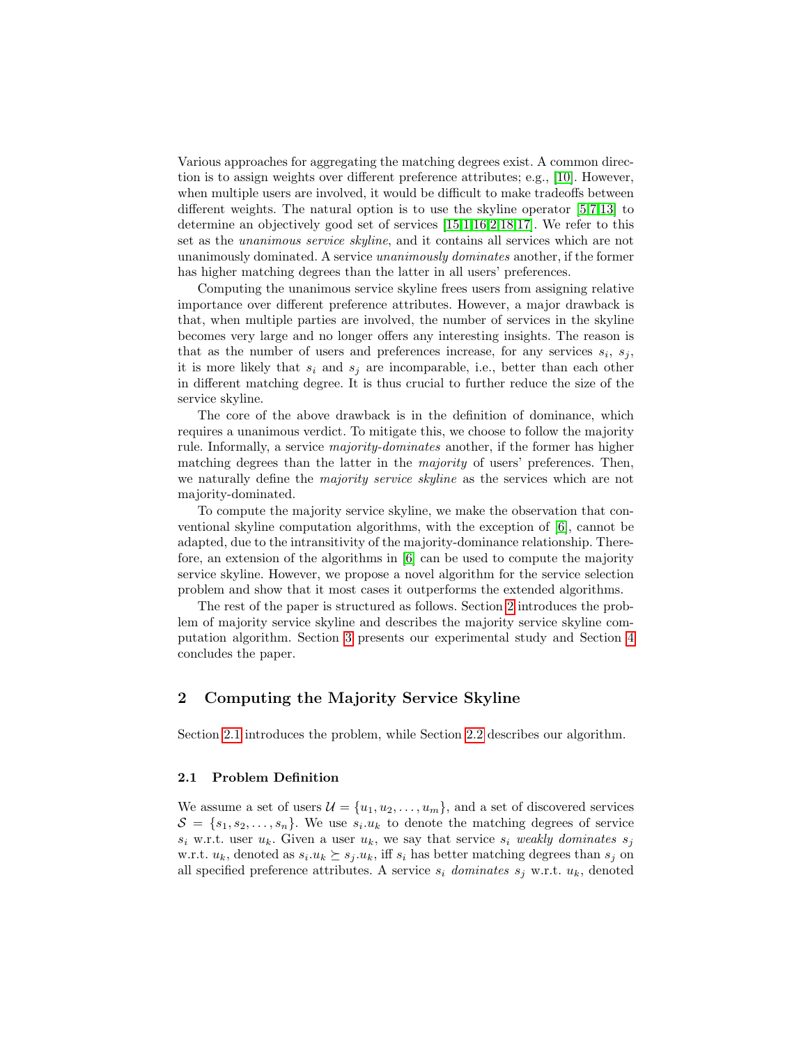Various approaches for aggregating the matching degrees exist. A common direction is to assign weights over different preference attributes; e.g., [10]. However, when multiple users are involved, it would be difficult to make tradeoffs between different weights. The natural option is to use the skyline operator [5,7,13] to determine an objectively good set of services [15,1,16,2,18,17]. We refer to this set as the *unanimous service skyline*, and it contains all services which are not unanimously dominated. A service *unanimously dominates* another, if the former has higher matching degrees than the latter in all users' preferences.

Computing the unanimous service skyline frees users from assigning relative importance over different preference attributes. However, a major drawback is that, when multiple parties are involved, the number of services in the skyline becomes very large and no longer offers any interesting insights. The reason is that as the number of users and preferences increase, for any services $s_i$, $s_j$, it is more likely that $s_i$ and $s_j$ are incomparable, i.e., better than each other in different matching degree. It is thus crucial to further reduce the size of the service skyline.

The core of the above drawback is in the definition of dominance, which requires a unanimous verdict. To mitigate this, we choose to follow the majority rule. Informally, a service *majority-dominates* another, if the former has higher matching degrees than the latter in the *majority* of users' preferences. Then, we naturally define the *majority service skyline* as the services which are not majority-dominated.

To compute the majority service skyline, we make the observation that conventional skyline computation algorithms, with the exception of [6], cannot be adapted, due to the intransitivity of the majority-dominance relationship. Therefore, an extension of the algorithms in [6] can be used to compute the majority service skyline. However, we propose a novel algorithm for the service selection problem and show that it most cases it outperforms the extended algorithms.

The rest of the paper is structured as follows. Section 2 introduces the problem of majority service skyline and describes the majority service skyline computation algorithm. Section 3 presents our experimental study and Section 4 concludes the paper.

## 2 Computing the Majority Service Skyline

Section 2.1 introduces the problem, while Section 2.2 describes our algorithm.

### 2.1 Problem Definition

We assume a set of users $\mathcal{U} = \{u_1, u_2, \ldots, u_m\}$, and a set of discovered services $\mathcal{S} = \{s_1, s_2, \ldots, s_n\}$. We use $s_i.u_k$ to denote the matching degrees of service $s_i$ w.r.t. user $u_k$. Given a user $u_k$, we say that service $s_i$ *weakly dominates* $s_j$ w.r.t. $u_k$, denoted as $s_i.u_k \succeq s_j.u_k$, iff $s_i$ has better matching degrees than $s_j$ on all specified preference attributes. A service $s_i$ *dominates* $s_j$ w.r.t. $u_k$, denoted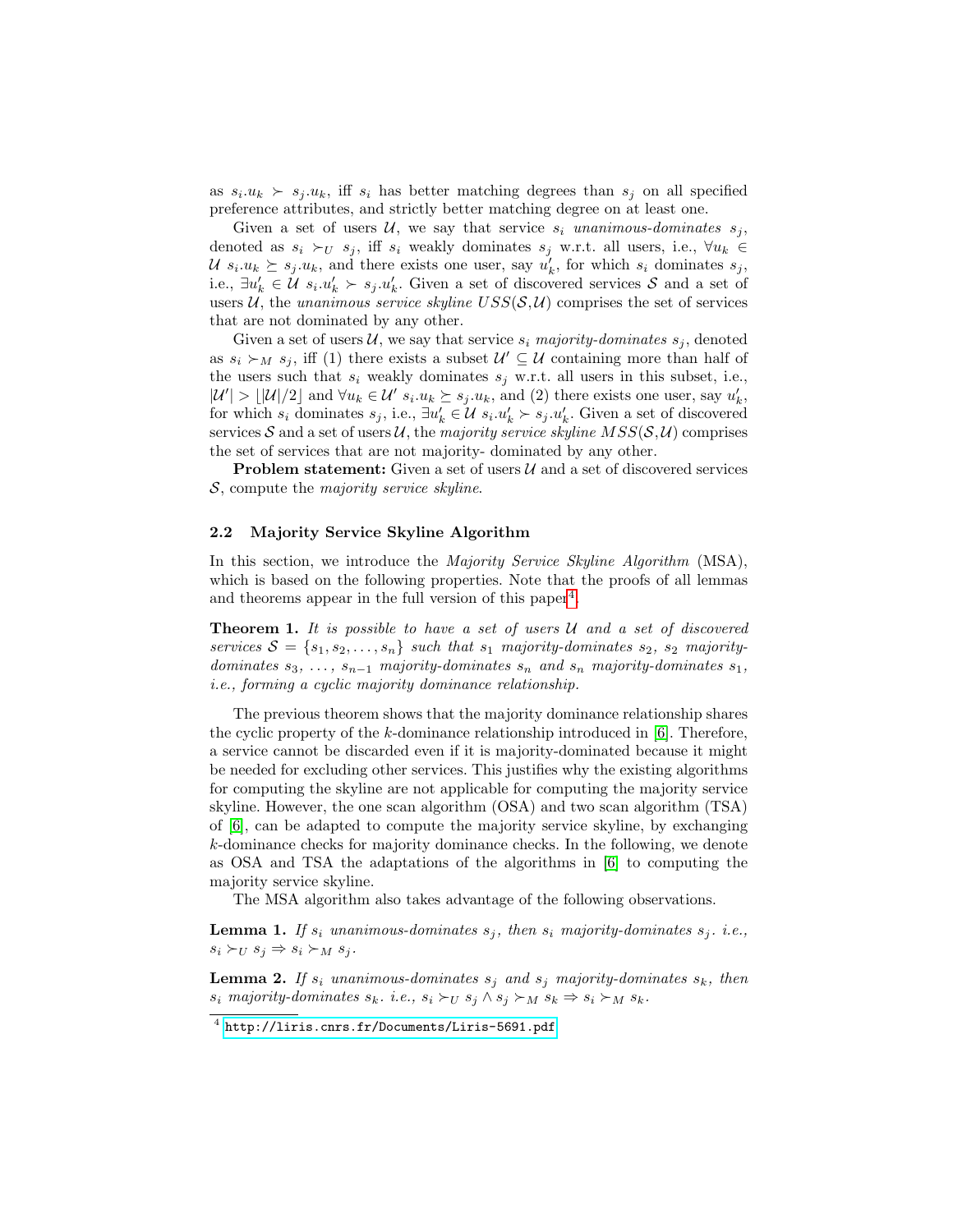as $s_i.u_k \succ s_j.u_k$, iff $s_i$ has better matching degrees than $s_j$ on all specified preference attributes, and strictly better matching degree on at least one.

Given a set of users $\mathcal{U}$, we say that service $s_i$ *unanimous-dominates* $s_j$, denoted as $s_i \succ_U s_j$, iff $s_i$ weakly dominates $s_j$ w.r.t. all users, i.e., $\forall u_k \in \mathcal{U}\ s_i.u_k \succeq s_j.u_k$, and there exists one user, say $u'_k$, for which $s_i$ dominates $s_j$, i.e., $\exists u'_k \in \mathcal{U}\ s_i.u'_k \succ s_j.u'_k$. Given a set of discovered services $\mathcal{S}$ and a set of users $\mathcal{U}$, the *unanimous service skyline* $USS(\mathcal{S},\mathcal{U})$ comprises the set of services that are not dominated by any other.

Given a set of users $\mathcal{U}$, we say that service $s_i$ *majority-dominates* $s_j$, denoted as $s_i \succ_M s_j$, iff (1) there exists a subset $\mathcal{U}' \subseteq \mathcal{U}$ containing more than half of the users such that $s_i$ weakly dominates $s_j$ w.r.t. all users in this subset, i.e., $|\mathcal{U}'| > \lfloor |\mathcal{U}|/2 \rfloor$ and $\forall u_k \in \mathcal{U}'\ s_i.u_k \succeq s_j.u_k$, and (2) there exists one user, say $u'_k$, for which $s_i$ dominates $s_j$, i.e., $\exists u'_k \in \mathcal{U}\ s_i.u'_k \succ s_j.u'_k$. Given a set of discovered services $\mathcal{S}$ and a set of users $\mathcal{U}$, the *majority service skyline* $MSS(\mathcal{S},\mathcal{U})$ comprises the set of services that are not majority- dominated by any other.

**Problem statement:** Given a set of users $\mathcal{U}$ and a set of discovered services $\mathcal{S}$, compute the *majority service skyline*.

### 2.2 Majority Service Skyline Algorithm

In this section, we introduce the *Majority Service Skyline Algorithm* (MSA), which is based on the following properties. Note that the proofs of all lemmas and theorems appear in the full version of this paper[4].

**Theorem 1.** *It is possible to have a set of users $\mathcal{U}$ and a set of discovered services $\mathcal{S} = \{s_1, s_2, \ldots, s_n\}$ such that $s_1$ majority-dominates $s_2$, $s_2$ majority-dominates $s_3$, $\ldots$, $s_{n-1}$ majority-dominates $s_n$ and $s_n$ majority-dominates $s_1$, i.e., forming a cyclic majority dominance relationship.*

The previous theorem shows that the majority dominance relationship shares the cyclic property of the $k$-dominance relationship introduced in [6]. Therefore, a service cannot be discarded even if it is majority-dominated because it might be needed for excluding other services. This justifies why the existing algorithms for computing the skyline are not applicable for computing the majority service skyline. However, the one scan algorithm (OSA) and two scan algorithm (TSA) of [6], can be adapted to compute the majority service skyline, by exchanging $k$-dominance checks for majority dominance checks. In the following, we denote as OSA and TSA the adaptations of the algorithms in [6] to computing the majority service skyline.

The MSA algorithm also takes advantage of the following observations.

**Lemma 1.** *If $s_i$ unanimous-dominates $s_j$, then $s_i$ majority-dominates $s_j$. i.e., $s_i \succ_U s_j \Rightarrow s_i \succ_M s_j$.*

**Lemma 2.** *If $s_i$ unanimous-dominates $s_j$ and $s_j$ majority-dominates $s_k$, then $s_i$ majority-dominates $s_k$. i.e., $s_i \succ_U s_j \wedge s_j \succ_M s_k \Rightarrow s_i \succ_M s_k$.*

[4] http://liris.cnrs.fr/Documents/Liris-5691.pdf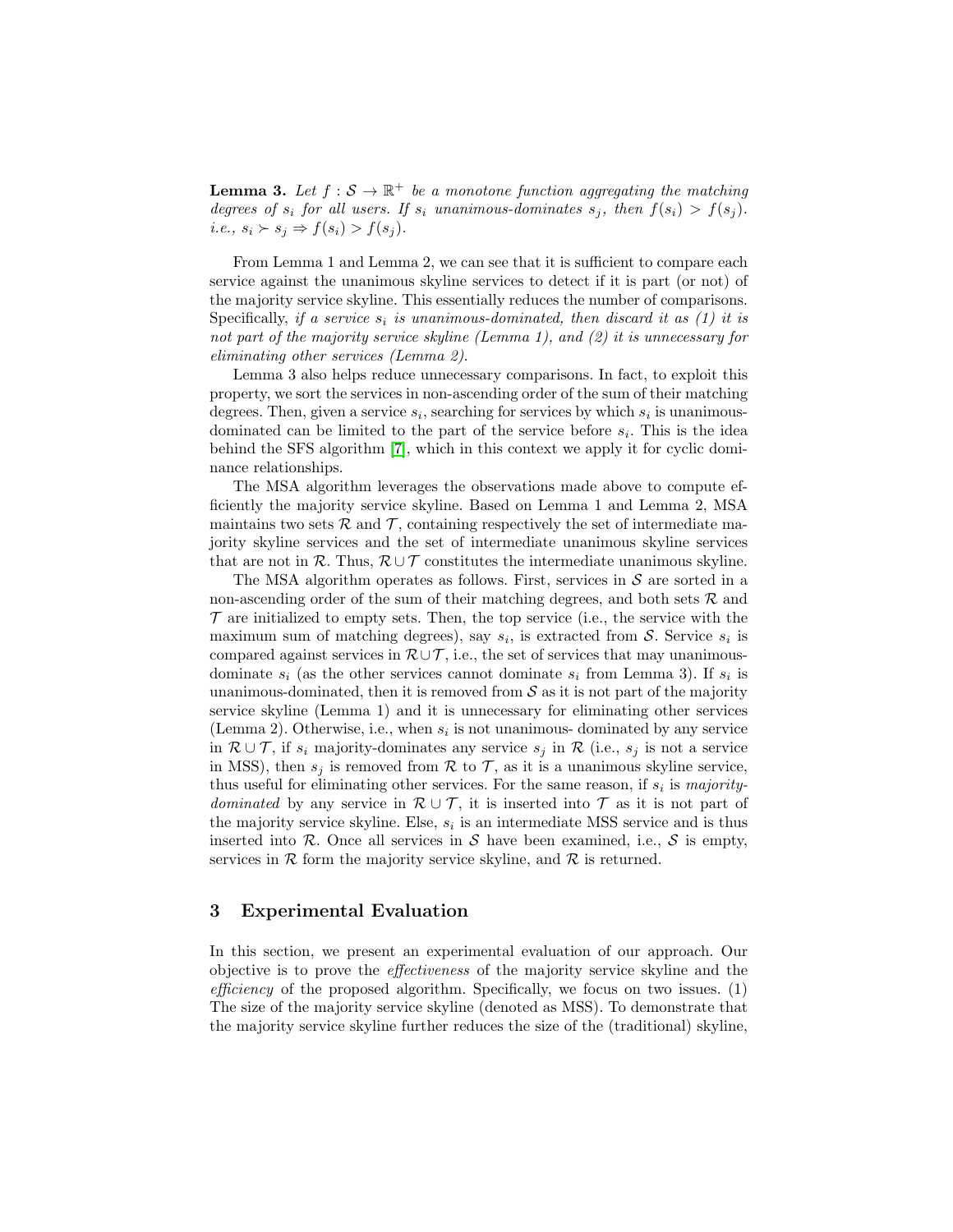**Lemma 3.** *Let $f : \mathcal{S} \to \mathbb{R}^+$ be a monotone function aggregating the matching degrees of $s_i$ for all users. If $s_i$ unanimous-dominates $s_j$, then $f(s_i) > f(s_j)$. i.e., $s_i \succ s_j \Rightarrow f(s_i) > f(s_j)$.*

From Lemma 1 and Lemma 2, we can see that it is sufficient to compare each service against the unanimous skyline services to detect if it is part (or not) of the majority service skyline. This essentially reduces the number of comparisons. Specifically, *if a service $s_i$ is unanimous-dominated, then discard it as (1) it is not part of the majority service skyline (Lemma 1), and (2) it is unnecessary for eliminating other services (Lemma 2).*

Lemma 3 also helps reduce unnecessary comparisons. In fact, to exploit this property, we sort the services in non-ascending order of the sum of their matching degrees. Then, given a service $s_i$, searching for services by which $s_i$ is unanimous-dominated can be limited to the part of the service before $s_i$. This is the idea behind the SFS algorithm [7], which in this context we apply it for cyclic dominance relationships.

The MSA algorithm leverages the observations made above to compute efficiently the majority service skyline. Based on Lemma 1 and Lemma 2, MSA maintains two sets $\mathcal{R}$ and $\mathcal{T}$, containing respectively the set of intermediate majority skyline services and the set of intermediate unanimous skyline services that are not in $\mathcal{R}$. Thus, $\mathcal{R} \cup \mathcal{T}$ constitutes the intermediate unanimous skyline.

The MSA algorithm operates as follows. First, services in $\mathcal{S}$ are sorted in a non-ascending order of the sum of their matching degrees, and both sets $\mathcal{R}$ and $\mathcal{T}$ are initialized to empty sets. Then, the top service (i.e., the service with the maximum sum of matching degrees), say $s_i$, is extracted from $\mathcal{S}$. Service $s_i$ is compared against services in $\mathcal{R} \cup \mathcal{T}$, i.e., the set of services that may unanimous-dominate $s_i$ (as the other services cannot dominate $s_i$ from Lemma 3). If $s_i$ is unanimous-dominated, then it is removed from $\mathcal{S}$ as it is not part of the majority service skyline (Lemma 1) and it is unnecessary for eliminating other services (Lemma 2). Otherwise, i.e., when $s_i$ is not unanimous- dominated by any service in $\mathcal{R} \cup \mathcal{T}$, if $s_i$ majority-dominates any service $s_j$ in $\mathcal{R}$ (i.e., $s_j$ is not a service in MSS), then $s_j$ is removed from $\mathcal{R}$ to $\mathcal{T}$, as it is a unanimous skyline service, thus useful for eliminating other services. For the same reason, if $s_i$ is *majority-dominated* by any service in $\mathcal{R} \cup \mathcal{T}$, it is inserted into $\mathcal{T}$ as it is not part of the majority service skyline. Else, $s_i$ is an intermediate MSS service and is thus inserted into $\mathcal{R}$. Once all services in $\mathcal{S}$ have been examined, i.e., $\mathcal{S}$ is empty, services in $\mathcal{R}$ form the majority service skyline, and $\mathcal{R}$ is returned.

## 3 Experimental Evaluation

In this section, we present an experimental evaluation of our approach. Our objective is to prove the *effectiveness* of the majority service skyline and the *efficiency* of the proposed algorithm. Specifically, we focus on two issues. (1) The size of the majority service skyline (denoted as MSS). To demonstrate that the majority service skyline further reduces the size of the (traditional) skyline,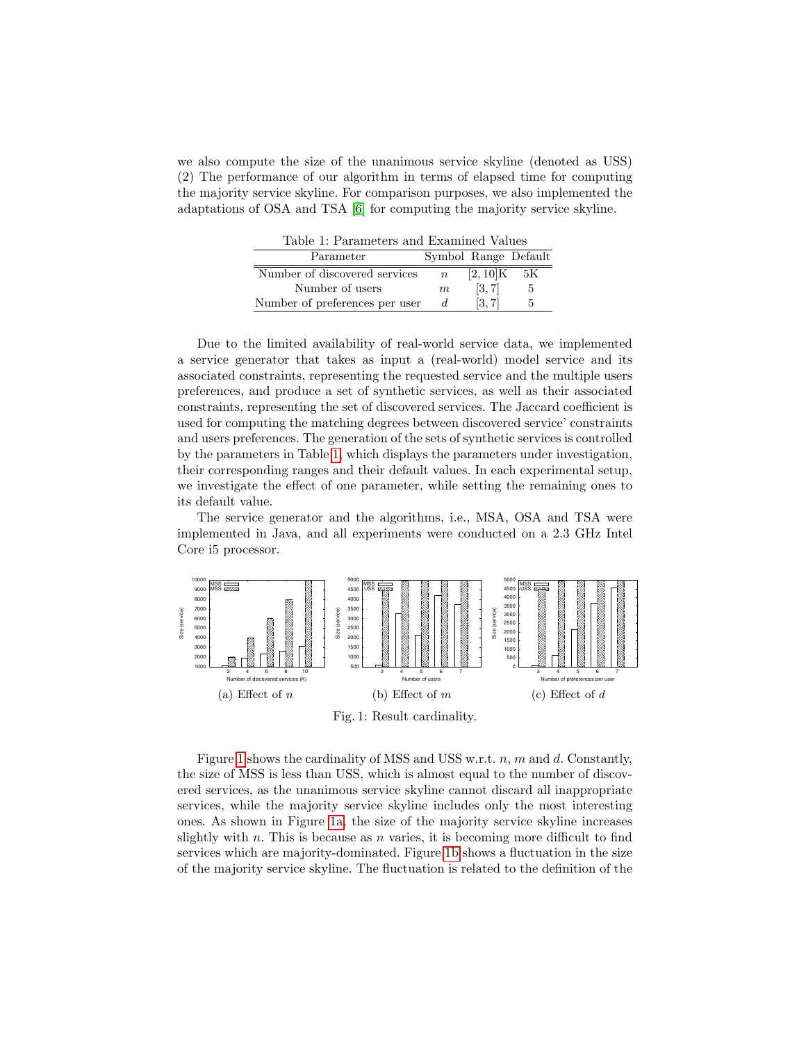we also compute the size of the unanimous service skyline (denoted as USS) (2) The performance of our algorithm in terms of elapsed time for computing the majority service skyline. For comparison purposes, we also implemented the adaptations of OSA and TSA [6] for computing the majority service skyline.

Table 1: Parameters and Examined Values

| Parameter | Symbol | Range | Default |
|---|---|---|---|
| Number of discovered services | $n$ | $[2, 10]$K | 5K |
| Number of users | $m$ | $[3, 7]$ | 5 |
| Number of preferences per user | $d$ | $[3, 7]$ | 5 |

Due to the limited availability of real-world service data, we implemented a service generator that takes as input a (real-world) model service and its associated constraints, representing the requested service and the multiple users preferences, and produce a set of synthetic services, as well as their associated constraints, representing the set of discovered services. The Jaccard coefficient is used for computing the matching degrees between discovered service' constraints and users preferences. The generation of the sets of synthetic services is controlled by the parameters in Table 1, which displays the parameters under investigation, their corresponding ranges and their default values. In each experimental setup, we investigate the effect of one parameter, while setting the remaining ones to its default value.

The service generator and the algorithms, i.e., MSA, OSA and TSA were implemented in Java, and all experiments were conducted on a 2.3 GHz Intel Core i5 processor.

(a) Effect of $n$ (b) Effect of $m$ (c) Effect of $d$

Fig. 1: Result cardinality.

Figure 1 shows the cardinality of MSS and USS w.r.t. $n$, $m$ and $d$. Constantly, the size of MSS is less than USS, which is almost equal to the number of discovered services, as the unanimous service skyline cannot discard all inappropriate services, while the majority service skyline includes only the most interesting ones. As shown in Figure 1a, the size of the majority service skyline increases slightly with $n$. This is because as $n$ varies, it is becoming more difficult to find services which are majority-dominated. Figure 1b shows a fluctuation in the size of the majority service skyline. The fluctuation is related to the definition of the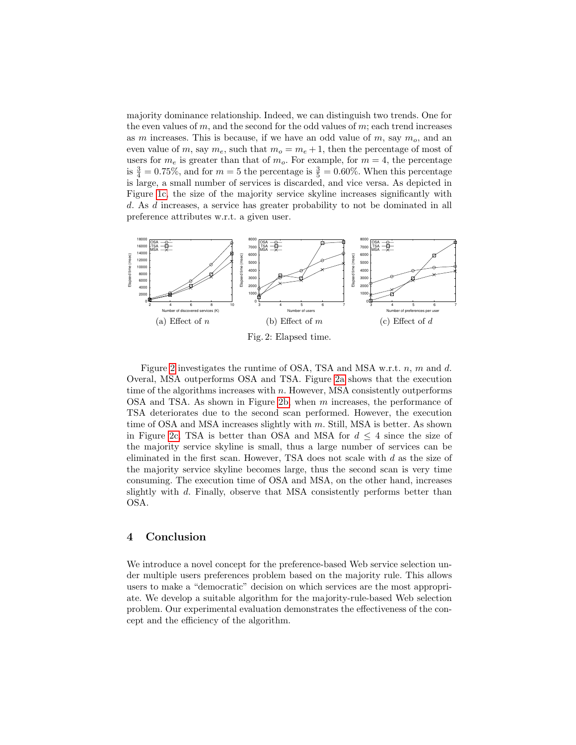majority dominance relationship. Indeed, we can distinguish two trends. One for the even values of $m$, and the second for the odd values of $m$; each trend increases as $m$ increases. This is because, if we have an odd value of $m$, say $m_o$, and an even value of $m$, say $m_e$, such that $m_o = m_e + 1$, then the percentage of most of users for $m_e$ is greater than that of $m_o$. For example, for $m = 4$, the percentage is $\frac{3}{4} = 0.75\%$, and for $m = 5$ the percentage is $\frac{3}{5} = 0.60\%$. When this percentage is large, a small number of services is discarded, and vice versa. As depicted in Figure 1c, the size of the majority service skyline increases significantly with $d$. As $d$ increases, a service has greater probability to not be dominated in all preference attributes w.r.t. a given user.

(a) Effect of $n$ (b) Effect of $m$ (c) Effect of $d$

Fig. 2: Elapsed time.

Figure 2 investigates the runtime of OSA, TSA and MSA w.r.t. $n$, $m$ and $d$. Overal, MSA outperforms OSA and TSA. Figure 2a shows that the execution time of the algorithms increases with $n$. However, MSA consistently outperforms OSA and TSA. As shown in Figure 2b, when $m$ increases, the performance of TSA deteriorates due to the second scan performed. However, the execution time of OSA and MSA increases slightly with $m$. Still, MSA is better. As shown in Figure 2c, TSA is better than OSA and MSA for $d \leq 4$ since the size of the majority service skyline is small, thus a large number of services can be eliminated in the first scan. However, TSA does not scale with $d$ as the size of the majority service skyline becomes large, thus the second scan is very time consuming. The execution time of OSA and MSA, on the other hand, increases slightly with $d$. Finally, observe that MSA consistently performs better than OSA.

## 4 Conclusion

We introduce a novel concept for the preference-based Web service selection under multiple users preferences problem based on the majority rule. This allows users to make a "democratic" decision on which services are the most appropriate. We develop a suitable algorithm for the majority-rule-based Web selection problem. Our experimental evaluation demonstrates the effectiveness of the concept and the efficiency of the algorithm.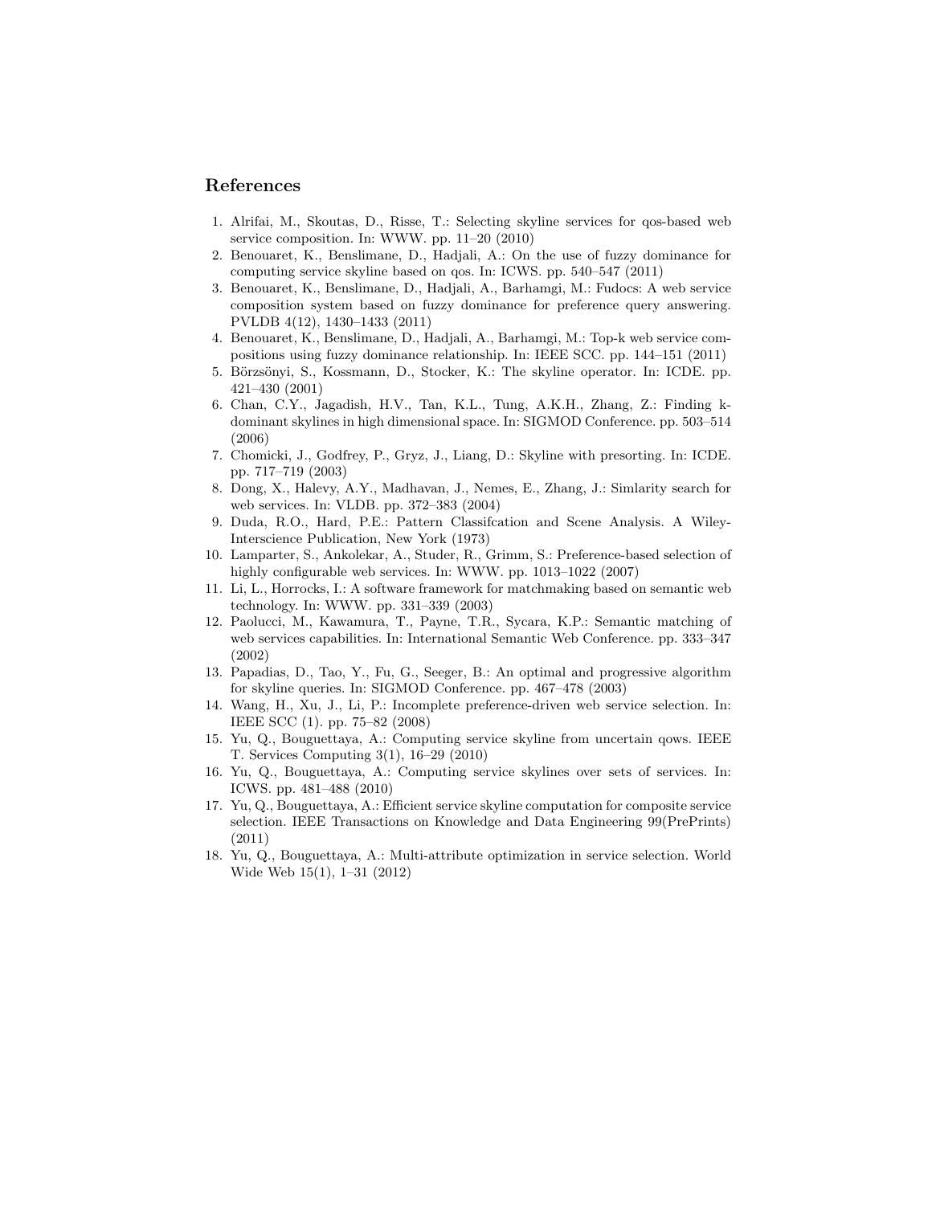## References

1. Alrifai, M., Skoutas, D., Risse, T.: Selecting skyline services for qos-based web service composition. In: WWW. pp. 11–20 (2010)
2. Benouaret, K., Benslimane, D., Hadjali, A.: On the use of fuzzy dominance for computing service skyline based on qos. In: ICWS. pp. 540–547 (2011)
3. Benouaret, K., Benslimane, D., Hadjali, A., Barhamgi, M.: Fudocs: A web service composition system based on fuzzy dominance for preference query answering. PVLDB 4(12), 1430–1433 (2011)
4. Benouaret, K., Benslimane, D., Hadjali, A., Barhamgi, M.: Top-k web service compositions using fuzzy dominance relationship. In: IEEE SCC. pp. 144–151 (2011)
5. Börzsönyi, S., Kossmann, D., Stocker, K.: The skyline operator. In: ICDE. pp. 421–430 (2001)
6. Chan, C.Y., Jagadish, H.V., Tan, K.L., Tung, A.K.H., Zhang, Z.: Finding k-dominant skylines in high dimensional space. In: SIGMOD Conference. pp. 503–514 (2006)
7. Chomicki, J., Godfrey, P., Gryz, J., Liang, D.: Skyline with presorting. In: ICDE. pp. 717–719 (2003)
8. Dong, X., Halevy, A.Y., Madhavan, J., Nemes, E., Zhang, J.: Simlarity search for web services. In: VLDB. pp. 372–383 (2004)
9. Duda, R.O., Hard, P.E.: Pattern Classifcation and Scene Analysis. A Wiley-Interscience Publication, New York (1973)
10. Lamparter, S., Ankolekar, A., Studer, R., Grimm, S.: Preference-based selection of highly configurable web services. In: WWW. pp. 1013–1022 (2007)
11. Li, L., Horrocks, I.: A software framework for matchmaking based on semantic web technology. In: WWW. pp. 331–339 (2003)
12. Paolucci, M., Kawamura, T., Payne, T.R., Sycara, K.P.: Semantic matching of web services capabilities. In: International Semantic Web Conference. pp. 333–347 (2002)
13. Papadias, D., Tao, Y., Fu, G., Seeger, B.: An optimal and progressive algorithm for skyline queries. In: SIGMOD Conference. pp. 467–478 (2003)
14. Wang, H., Xu, J., Li, P.: Incomplete preference-driven web service selection. In: IEEE SCC (1). pp. 75–82 (2008)
15. Yu, Q., Bouguettaya, A.: Computing service skyline from uncertain qows. IEEE T. Services Computing 3(1), 16–29 (2010)
16. Yu, Q., Bouguettaya, A.: Computing service skylines over sets of services. In: ICWS. pp. 481–488 (2010)
17. Yu, Q., Bouguettaya, A.: Efficient service skyline computation for composite service selection. IEEE Transactions on Knowledge and Data Engineering 99(PrePrints) (2011)
18. Yu, Q., Bouguettaya, A.: Multi-attribute optimization in service selection. World Wide Web 15(1), 1–31 (2012)